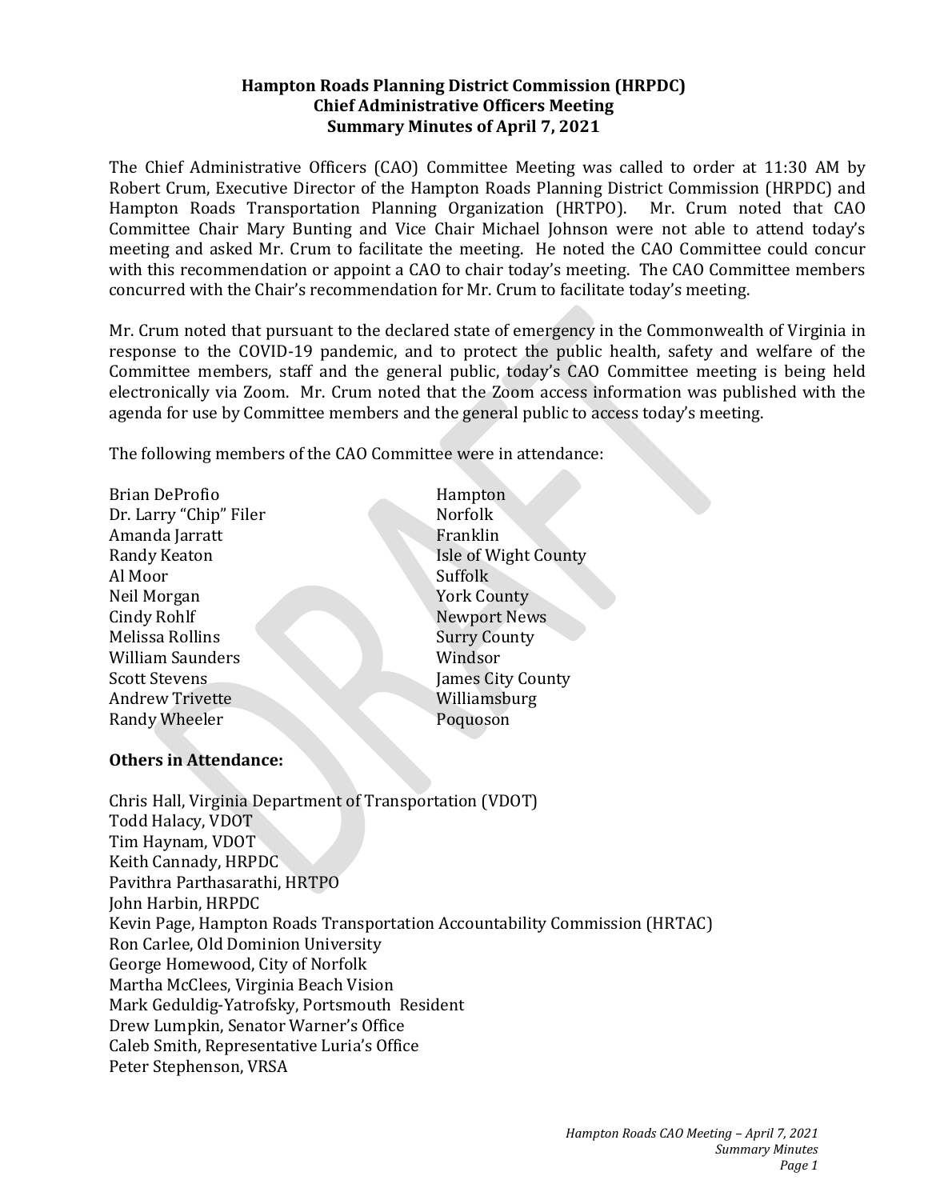**Hampton Roads Planning District Commission (HRPDC)**
**Chief Administrative Officers Meeting**
**Summary Minutes of April 7, 2021**

The Chief Administrative Officers (CAO) Committee Meeting was called to order at 11:30 AM by Robert Crum, Executive Director of the Hampton Roads Planning District Commission (HRPDC) and Hampton Roads Transportation Planning Organization (HRTPO). Mr. Crum noted that CAO Committee Chair Mary Bunting and Vice Chair Michael Johnson were not able to attend today's meeting and asked Mr. Crum to facilitate the meeting. He noted the CAO Committee could concur with this recommendation or appoint a CAO to chair today's meeting. The CAO Committee members concurred with the Chair's recommendation for Mr. Crum to facilitate today's meeting.

Mr. Crum noted that pursuant to the declared state of emergency in the Commonwealth of Virginia in response to the COVID-19 pandemic, and to protect the public health, safety and welfare of the Committee members, staff and the general public, today's CAO Committee meeting is being held electronically via Zoom. Mr. Crum noted that the Zoom access information was published with the agenda for use by Committee members and the general public to access today's meeting.

The following members of the CAO Committee were in attendance:

| | |
|---|---|
| Brian DeProfio | Hampton |
| Dr. Larry "Chip" Filer | Norfolk |
| Amanda Jarratt | Franklin |
| Randy Keaton | Isle of Wight County |
| Al Moor | Suffolk |
| Neil Morgan | York County |
| Cindy Rohlf | Newport News |
| Melissa Rollins | Surry County |
| William Saunders | Windsor |
| Scott Stevens | James City County |
| Andrew Trivette | Williamsburg |
| Randy Wheeler | Poquoson |

**Others in Attendance:**

Chris Hall, Virginia Department of Transportation (VDOT)
Todd Halacy, VDOT
Tim Haynam, VDOT
Keith Cannady, HRPDC
Pavithra Parthasarathi, HRTPO
John Harbin, HRPDC
Kevin Page, Hampton Roads Transportation Accountability Commission (HRTAC)
Ron Carlee, Old Dominion University
George Homewood, City of Norfolk
Martha McClees, Virginia Beach Vision
Mark Geduldig-Yatrofsky, Portsmouth Resident
Drew Lumpkin, Senator Warner's Office
Caleb Smith, Representative Luria's Office
Peter Stephenson, VRSA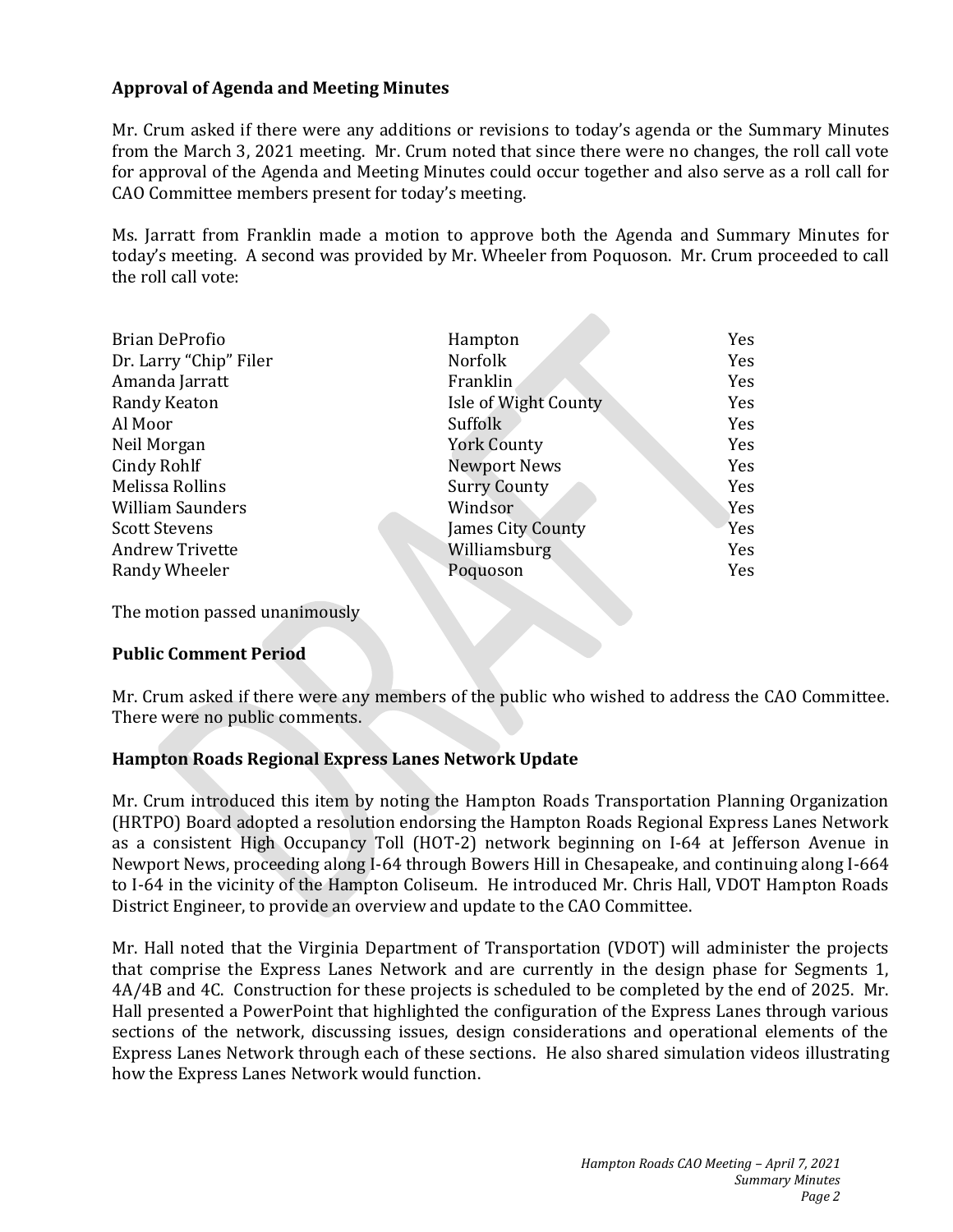## Approval of Agenda and Meeting Minutes

Mr. Crum asked if there were any additions or revisions to today's agenda or the Summary Minutes from the March 3, 2021 meeting. Mr. Crum noted that since there were no changes, the roll call vote for approval of the Agenda and Meeting Minutes could occur together and also serve as a roll call for CAO Committee members present for today's meeting.

Ms. Jarratt from Franklin made a motion to approve both the Agenda and Summary Minutes for today's meeting. A second was provided by Mr. Wheeler from Poquoson. Mr. Crum proceeded to call the roll call vote:

| | | |
|---|---|---|
| Brian DeProfio | Hampton | Yes |
| Dr. Larry "Chip" Filer | Norfolk | Yes |
| Amanda Jarratt | Franklin | Yes |
| Randy Keaton | Isle of Wight County | Yes |
| Al Moor | Suffolk | Yes |
| Neil Morgan | York County | Yes |
| Cindy Rohlf | Newport News | Yes |
| Melissa Rollins | Surry County | Yes |
| William Saunders | Windsor | Yes |
| Scott Stevens | James City County | Yes |
| Andrew Trivette | Williamsburg | Yes |
| Randy Wheeler | Poquoson | Yes |

The motion passed unanimously

## Public Comment Period

Mr. Crum asked if there were any members of the public who wished to address the CAO Committee. There were no public comments.

## Hampton Roads Regional Express Lanes Network Update

Mr. Crum introduced this item by noting the Hampton Roads Transportation Planning Organization (HRTPO) Board adopted a resolution endorsing the Hampton Roads Regional Express Lanes Network as a consistent High Occupancy Toll (HOT-2) network beginning on I-64 at Jefferson Avenue in Newport News, proceeding along I-64 through Bowers Hill in Chesapeake, and continuing along I-664 to I-64 in the vicinity of the Hampton Coliseum. He introduced Mr. Chris Hall, VDOT Hampton Roads District Engineer, to provide an overview and update to the CAO Committee.

Mr. Hall noted that the Virginia Department of Transportation (VDOT) will administer the projects that comprise the Express Lanes Network and are currently in the design phase for Segments 1, 4A/4B and 4C. Construction for these projects is scheduled to be completed by the end of 2025. Mr. Hall presented a PowerPoint that highlighted the configuration of the Express Lanes through various sections of the network, discussing issues, design considerations and operational elements of the Express Lanes Network through each of these sections. He also shared simulation videos illustrating how the Express Lanes Network would function.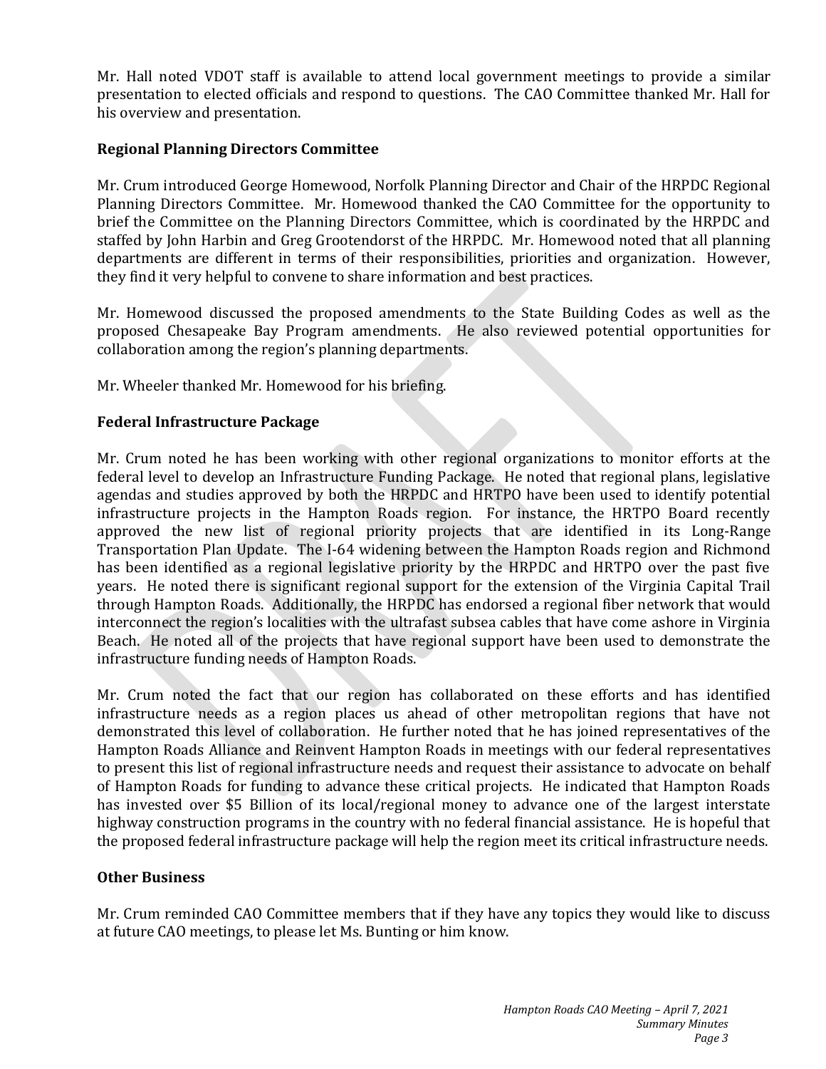Mr. Hall noted VDOT staff is available to attend local government meetings to provide a similar presentation to elected officials and respond to questions. The CAO Committee thanked Mr. Hall for his overview and presentation.

**Regional Planning Directors Committee**

Mr. Crum introduced George Homewood, Norfolk Planning Director and Chair of the HRPDC Regional Planning Directors Committee. Mr. Homewood thanked the CAO Committee for the opportunity to brief the Committee on the Planning Directors Committee, which is coordinated by the HRPDC and staffed by John Harbin and Greg Grootendorst of the HRPDC. Mr. Homewood noted that all planning departments are different in terms of their responsibilities, priorities and organization. However, they find it very helpful to convene to share information and best practices.

Mr. Homewood discussed the proposed amendments to the State Building Codes as well as the proposed Chesapeake Bay Program amendments. He also reviewed potential opportunities for collaboration among the region's planning departments.

Mr. Wheeler thanked Mr. Homewood for his briefing.

**Federal Infrastructure Package**

Mr. Crum noted he has been working with other regional organizations to monitor efforts at the federal level to develop an Infrastructure Funding Package. He noted that regional plans, legislative agendas and studies approved by both the HRPDC and HRTPO have been used to identify potential infrastructure projects in the Hampton Roads region. For instance, the HRTPO Board recently approved the new list of regional priority projects that are identified in its Long-Range Transportation Plan Update. The I-64 widening between the Hampton Roads region and Richmond has been identified as a regional legislative priority by the HRPDC and HRTPO over the past five years. He noted there is significant regional support for the extension of the Virginia Capital Trail through Hampton Roads. Additionally, the HRPDC has endorsed a regional fiber network that would interconnect the region's localities with the ultrafast subsea cables that have come ashore in Virginia Beach. He noted all of the projects that have regional support have been used to demonstrate the infrastructure funding needs of Hampton Roads.

Mr. Crum noted the fact that our region has collaborated on these efforts and has identified infrastructure needs as a region places us ahead of other metropolitan regions that have not demonstrated this level of collaboration. He further noted that he has joined representatives of the Hampton Roads Alliance and Reinvent Hampton Roads in meetings with our federal representatives to present this list of regional infrastructure needs and request their assistance to advocate on behalf of Hampton Roads for funding to advance these critical projects. He indicated that Hampton Roads has invested over $5 Billion of its local/regional money to advance one of the largest interstate highway construction programs in the country with no federal financial assistance. He is hopeful that the proposed federal infrastructure package will help the region meet its critical infrastructure needs.

**Other Business**

Mr. Crum reminded CAO Committee members that if they have any topics they would like to discuss at future CAO meetings, to please let Ms. Bunting or him know.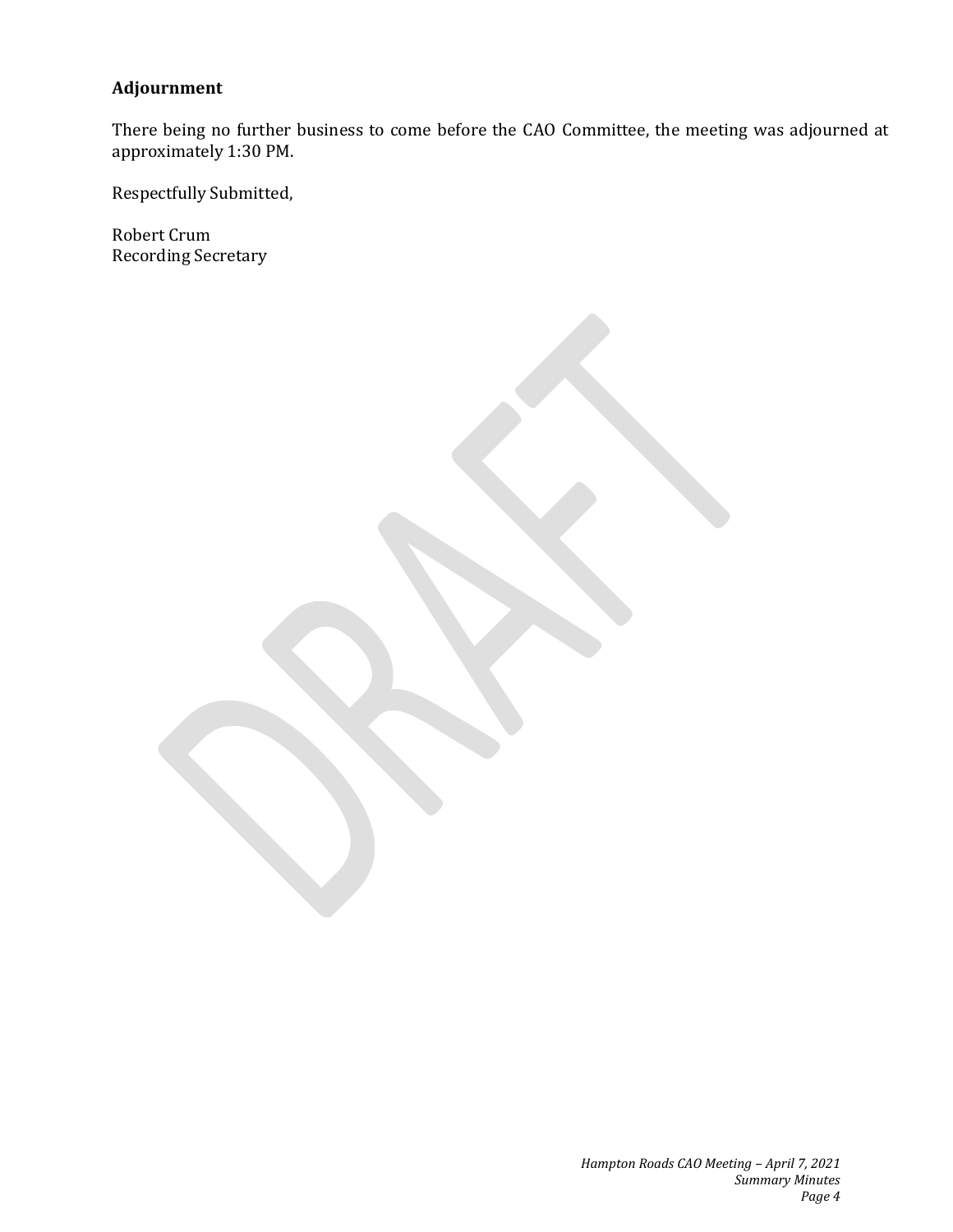**Adjournment**

There being no further business to come before the CAO Committee, the meeting was adjourned at approximately 1:30 PM.

Respectfully Submitted,

Robert Crum
Recording Secretary